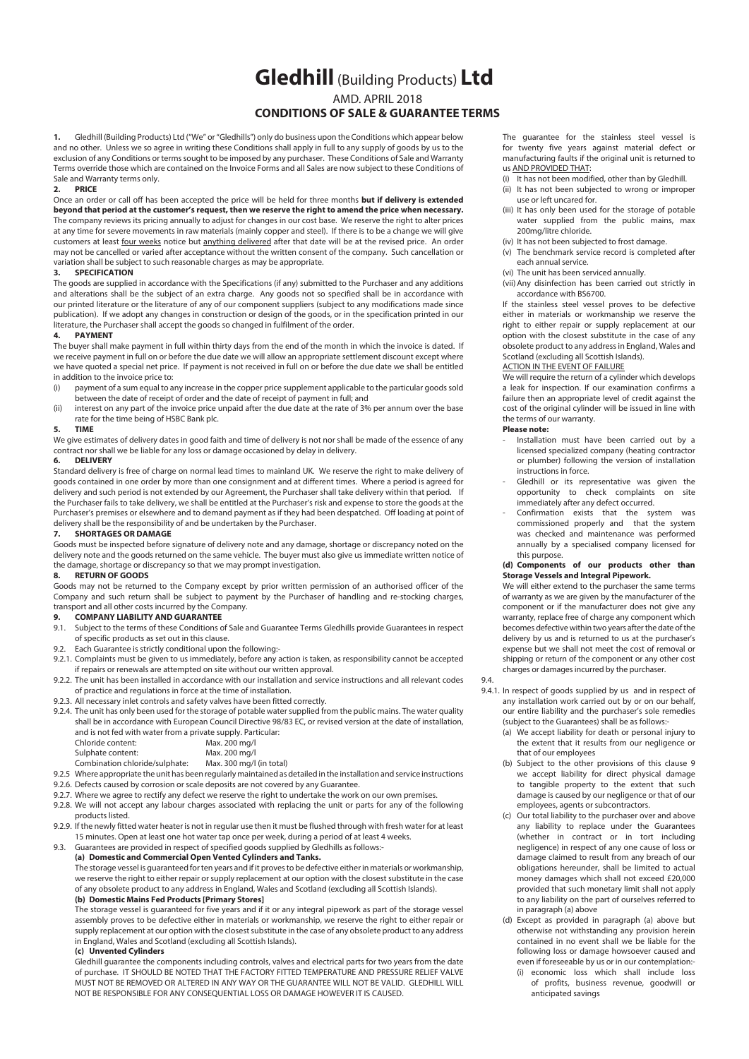# **Gledhill** (Building Products) **Ltd**

AMD. APRIL 2018

## CONDITIONS OF SALE & GUARANTEE TERMS

**1.** Gledhill (Building Products) Ltd ("We" or "Gledhills") only do business upon the Conditions which appear below and no other. Unless we so agree in writing these Conditions shall apply in full to any supply of goods by us to the exclusion of any Conditions or terms sought to be imposed by any purchaser. These Conditions of Sale and Warranty Terms override those which are contained on the Invoice Forms and all Sales are now subject to these Conditions of Sale and Warranty terms only.

**2. PRICE**

Once an order or call off has been accepted the price will be held for three months **but if delivery is extended beyond that period at the customer's request, then we reserve the right to amend the price when necessary.** The company reviews its pricing annually to adjust for changes in our cost base. We reserve the right to alter prices at any time for severe movements in raw materials (mainly copper and steel). If there is to be a change we will give customers at least four weeks notice but anything delivered after that date will be at the revised price. An order may not be cancelled or varied after acceptance without the written consent of the company. Such cancellation or variation shall be subject to such reasonable charges as may be appropriate.

**3. SPECIFICATION**

The goods are supplied in accordance with the Specifications (if any) submitted to the Purchaser and any additions and alterations shall be the subject of an extra charge. Any goods not so specified shall be in accordance with our printed literature or the literature of any of our component suppliers (subject to any modifications made since publication). If we adopt any changes in construction or design of the goods, or in the specification printed in our literature, the Purchaser shall accept the goods so changed in fulfilment of the order.

**4. PAYMENT**

The buyer shall make payment in full within thirty days from the end of the month in which the invoice is dated. If we receive payment in full on or before the due date we will allow an appropriate settlement discount except where we have quoted a special net price. If payment is not received in full on or before the due date we shall be entitled in addition to the invoice price to:

(i) payment of a sum equal to any increase in the copper price supplement applicable to the particular goods sold between the date of receipt of order and the date of receipt of payment in full; and
(ii) interest on any part of the invoice price unpaid after the due date at the rate of 3% per annum over the base rate for the time being of HSBC Bank plc.

**5. TIME**

We give estimates of delivery dates in good faith and time of delivery is not nor shall be made of the essence of any contract nor shall we be liable for any loss or damage occasioned by delay in delivery.

**6. DELIVERY**

Standard delivery is free of charge on normal lead times to mainland UK. We reserve the right to make delivery of goods contained in one order by more than one consignment and at different times. Where a period is agreed for delivery and such period is not extended by our Agreement, the Purchaser shall take delivery within that period. If the Purchaser fails to take delivery, we shall be entitled at the Purchaser's risk and expense to store the goods at the Purchaser's premises or elsewhere and to demand payment as if they had been despatched. Off loading at point of delivery shall be the responsibility of and be undertaken by the Purchaser.

**7. SHORTAGES OR DAMAGE**

Goods must be inspected before signature of delivery note and any damage, shortage or discrepancy noted on the delivery note and the goods returned on the same vehicle. The buyer must also give us immediate written notice of the damage, shortage or discrepancy so that we may prompt investigation.

**8. RETURN OF GOODS**

Goods may not be returned to the Company except by prior written permission of an authorised officer of the Company and such return shall be subject to payment by the Purchaser of handling and re-stocking charges, transport and all other costs incurred by the Company.

**9. COMPANY LIABILITY AND GUARANTEE**

9.1. Subject to the terms of these Conditions of Sale and Guarantee Terms Gledhills provide Guarantees in respect of specific products as set out in this clause.

9.2. Each Guarantee is strictly conditional upon the following:-

9.2.1. Complaints must be given to us immediately, before any action is taken, as responsibility cannot be accepted if repairs or renewals are attempted on site without our written approval.

9.2.2. The unit has been installed in accordance with our installation and service instructions and all relevant codes of practice and regulations in force at the time of installation.

9.2.3. All necessary inlet controls and safety valves have been fitted correctly.

9.2.4. The unit has only been used for the storage of potable water supplied from the mains. The water quality shall be in accordance with European Council Directive 98/83 EC, or revised version at the date of installation, and is not fed with water from a private supply. Particular:

| | |
|---|---|
| Chloride content: | Max. 200 mg/l |
| Sulphate content: | Max. 200 mg/l |
| Combination chloride/sulphate: | Max. 300 mg/l (in total) |

9.2.5 Where appropriate the unit has been regularly maintained as detailed in the installation and service instructions

9.2.6. Defects caused by corrosion or scale deposits are not covered by any Guarantee.

9.2.7. Where we agree to rectify any defect we reserve the right to undertake the work on our own premises.

9.2.8. We will not accept any labour charges associated with replacing the unit or parts for any of the following products listed.

9.2.9. If the newly fitted water heater is not in regular use then it must be flushed through with fresh water for at least 15 minutes. Open at least one hot water tap once per week, during a period of at least 4 weeks.

9.3. Guarantees are provided in respect of specified goods supplied by Gledhills as follows:-

**(a) Domestic and Commercial Open Vented Cylinders and Tanks.**

The storage vessel is guaranteed for ten years and if it proves to be defective either in materials or workmanship, we reserve the right to either repair or supply replacement at our option with the closest substitute in the case of any obsolete product to any address in England, Wales and Scotland (excluding all Scottish Islands).

**(b) Domestic Mains Fed Products [Primary Stores]**

The storage vessel is guaranteed for five years and if it or any integral pipework as part of the storage vessel assembly proves to be defective either in materials or workmanship, we reserve the right to either repair or supply replacement at our option with the closest substitute in the case of any obsolete product to any address in England, Wales and Scotland (excluding all Scottish Islands).

**(c) Unvented Cylinders**

Gledhill guarantee the components including controls, valves and electrical parts for two years from the date of purchase. IT SHOULD BE NOTED THAT THE FACTORY FITTED TEMPERATURE AND PRESSURE RELIEF VALVE MUST NOT BE REMOVED OR ALTERED IN ANY WAY OR THE GUARANTEE WILL NOT BE VALID. GLEDHILL WILL NOT BE RESPONSIBLE FOR ANY CONSEQUENTIAL LOSS OR DAMAGE HOWEVER IT IS CAUSED.

The guarantee for the stainless steel vessel is for twenty five years against material defect or manufacturing faults if the original unit is returned to us AND PROVIDED THAT:

(i) It has not been modified, other than by Gledhill.
(ii) It has not been subjected to wrong or improper use or left uncared for.
(iii) It has only been used for the storage of potable water supplied from the public mains, max 200mg/litre chloride.
(iv) It has not been subjected to frost damage.
(v) The benchmark service record is completed after each annual service.
(vi) The unit has been serviced annually.
(vii) Any disinfection has been carried out strictly in accordance with BS6700.

If the stainless steel vessel proves to be defective either in materials or workmanship we reserve the right to either repair or supply replacement at our option with the closest substitute in the case of any obsolete product to any address in England, Wales and Scotland (excluding all Scottish Islands).

ACTION IN THE EVENT OF FAILURE

We will require the return of a cylinder which develops a leak for inspection. If our examination confirms a failure then an appropriate level of credit against the cost of the original cylinder will be issued in line with the terms of our warranty.

**Please note:**

- Installation must have been carried out by a licensed specialized company (heating contractor or plumber) following the version of installation instructions in force.
- Gledhill or its representative was given the opportunity to check complaints on site immediately after any defect occurred.
- Confirmation exists that the system was commissioned properly and that the system was checked and maintenance was performed annually by a specialised company licensed for this purpose.

**(d) Components of our products other than Storage Vessels and Integral Pipework.**

We will either extend to the purchaser the same terms of warranty as we are given by the manufacturer of the component or if the manufacturer does not give any warranty, replace free of charge any component which becomes defective within two years after the date of the delivery by us and is returned to us at the purchaser's expense but we shall not meet the cost of removal or shipping or return of the component or any other cost charges or damages incurred by the purchaser.

9.4.

9.4.1. In respect of goods supplied by us and in respect of any installation work carried out by or on our behalf, our entire liability and the purchaser's sole remedies (subject to the Guarantees) shall be as follows:-

(a) We accept liability for death or personal injury to the extent that it results from our negligence or that of our employees
(b) Subject to the other provisions of this clause 9 we accept liability for direct physical damage to tangible property to the extent that such damage is caused by our negligence or that of our employees, agents or subcontractors.
(c) Our total liability to the purchaser over and above any liability to replace under the Guarantees (whether in contract or in tort including negligence) in respect of any one cause of loss or damage claimed to result from any breach of our obligations hereunder, shall be limited to actual money damages which shall not exceed £20,000 provided that such monetary limit shall not apply to any liability on the part of ourselves referred to in paragraph (a) above
(d) Except as provided in paragraph (a) above but otherwise not withstanding any provision herein contained in no event shall we be liable for the following loss or damage howsoever caused and even if foreseeable by us or in our contemplation:-
    (i) economic loss which shall include loss of profits, business revenue, goodwill or anticipated savings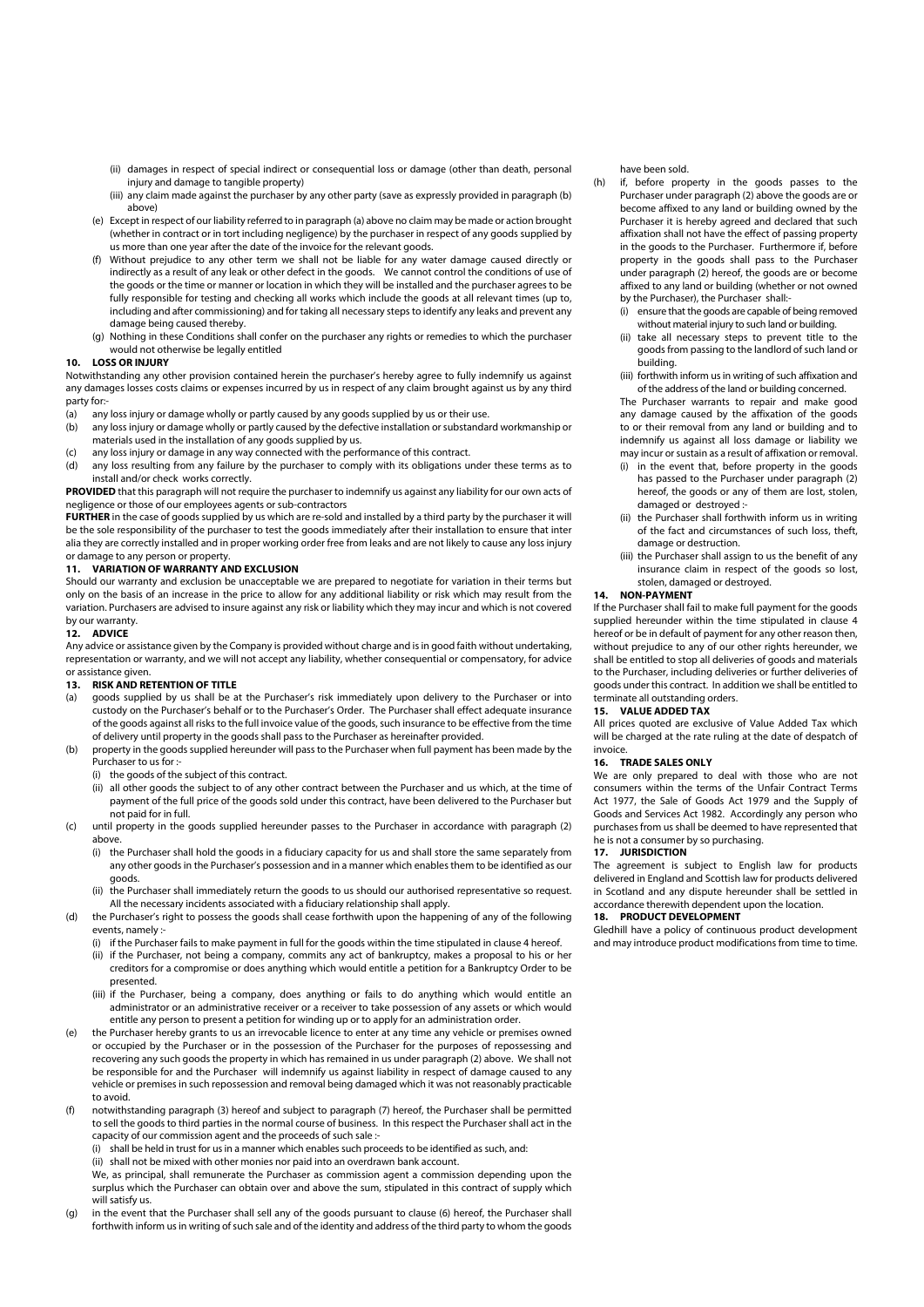(ii) damages in respect of special indirect or consequential loss or damage (other than death, personal injury and damage to tangible property)

(iii) any claim made against the purchaser by any other party (save as expressly provided in paragraph (b) above)

(e) Except in respect of our liability referred to in paragraph (a) above no claim may be made or action brought (whether in contract or in tort including negligence) by the purchaser in respect of any goods supplied by us more than one year after the date of the invoice for the relevant goods.

(f) Without prejudice to any other term we shall not be liable for any water damage caused directly or indirectly as a result of any leak or other defect in the goods. We cannot control the conditions of use of the goods or the time or manner or location in which they will be installed and the purchaser agrees to be fully responsible for testing and checking all works which include the goods at all relevant times (up to, including and after commissioning) and for taking all necessary steps to identify any leaks and prevent any damage being caused thereby.

(g) Nothing in these Conditions shall confer on the purchaser any rights or remedies to which the purchaser would not otherwise be legally entitled

**10. LOSS OR INJURY**

Notwithstanding any other provision contained herein the purchaser's hereby agree to fully indemnify us against any damages losses costs claims or expenses incurred by us in respect of any claim brought against us by any third party for:-

(a) any loss injury or damage wholly or partly caused by any goods supplied by us or their use.

(b) any loss injury or damage wholly or partly caused by the defective installation or substandard workmanship or materials used in the installation of any goods supplied by us.

(c) any loss injury or damage in any way connected with the performance of this contract.

(d) any loss resulting from any failure by the purchaser to comply with its obligations under these terms as to install and/or check works correctly.

**PROVIDED** that this paragraph will not require the purchaser to indemnify us against any liability for our own acts of negligence or those of our employees agents or sub-contractors

**FURTHER** in the case of goods supplied by us which are re-sold and installed by a third party by the purchaser it will be the sole responsibility of the purchaser to test the goods immediately after their installation to ensure that inter alia they are correctly installed and in proper working order free from leaks and are not likely to cause any loss injury or damage to any person or property.

**11. VARIATION OF WARRANTY AND EXCLUSION**

Should our warranty and exclusion be unacceptable we are prepared to negotiate for variation in their terms but only on the basis of an increase in the price to allow for any additional liability or risk which may result from the variation. Purchasers are advised to insure against any risk or liability which they may incur and which is not covered by our warranty.

**12. ADVICE**

Any advice or assistance given by the Company is provided without charge and is in good faith without undertaking, representation or warranty, and we will not accept any liability, whether consequential or compensatory, for advice or assistance given.

**13. RISK AND RETENTION OF TITLE**

(a) goods supplied by us shall be at the Purchaser's risk immediately upon delivery to the Purchaser or into custody on the Purchaser's behalf or to the Purchaser's Order. The Purchaser shall effect adequate insurance of the goods against all risks to the full invoice value of the goods, such insurance to be effective from the time of delivery until property in the goods shall pass to the Purchaser as hereinafter provided.

(b) property in the goods supplied hereunder will pass to the Purchaser when full payment has been made by the Purchaser to us for :-

(i) the goods of the subject of this contract.

(ii) all other goods the subject to of any other contract between the Purchaser and us which, at the time of payment of the full price of the goods sold under this contract, have been delivered to the Purchaser but not paid for in full.

(c) until property in the goods supplied hereunder passes to the Purchaser in accordance with paragraph (2) above.

(i) the Purchaser shall hold the goods in a fiduciary capacity for us and shall store the same separately from any other goods in the Purchaser's possession and in a manner which enables them to be identified as our goods.

(ii) the Purchaser shall immediately return the goods to us should our authorised representative so request. All the necessary incidents associated with a fiduciary relationship shall apply.

(d) the Purchaser's right to possess the goods shall cease forthwith upon the happening of any of the following events, namely :-

(i) if the Purchaser fails to make payment in full for the goods within the time stipulated in clause 4 hereof.

(ii) if the Purchaser, not being a company, commits any act of bankruptcy, makes a proposal to his or her creditors for a compromise or does anything which would entitle a petition for a Bankruptcy Order to be presented.

(iii) if the Purchaser, being a company, does anything or fails to do anything which would entitle an administrator or an administrative receiver or a receiver to take possession of any assets or which would entitle any person to present a petition for winding up or to apply for an administration order.

(e) the Purchaser hereby grants to us an irrevocable licence to enter at any time any vehicle or premises owned or occupied by the Purchaser or in the possession of the Purchaser for the purposes of repossessing and recovering any such goods the property in which has remained in us under paragraph (2) above. We shall not be responsible for and the Purchaser will indemnify us against liability in respect of damage caused to any vehicle or premises in such repossession and removal being damaged which it was not reasonably practicable to avoid.

(f) notwithstanding paragraph (3) hereof and subject to paragraph (7) hereof, the Purchaser shall be permitted to sell the goods to third parties in the normal course of business. In this respect the Purchaser shall act in the capacity of our commission agent and the proceeds of such sale :-

(i) shall be held in trust for us in a manner which enables such proceeds to be identified as such, and:

(ii) shall not be mixed with other monies nor paid into an overdrawn bank account.

We, as principal, shall remunerate the Purchaser as commission agent a commission depending upon the surplus which the Purchaser can obtain over and above the sum, stipulated in this contract of supply which will satisfy us.

(g) in the event that the Purchaser shall sell any of the goods pursuant to clause (6) hereof, the Purchaser shall forthwith inform us in writing of such sale and of the identity and address of the third party to whom the goods have been sold.

(h) if, before property in the goods passes to the Purchaser under paragraph (2) above the goods are or become affixed to any land or building owned by the Purchaser it is hereby agreed and declared that such affixation shall not have the effect of passing property in the goods to the Purchaser. Furthermore if, before property in the goods shall pass to the Purchaser under paragraph (2) hereof, the goods are or become affixed to any land or building (whether or not owned by the Purchaser), the Purchaser shall:-

(i) ensure that the goods are capable of being removed without material injury to such land or building.

(ii) take all necessary steps to prevent title to the goods from passing to the landlord of such land or building.

(iii) forthwith inform us in writing of such affixation and of the address of the land or building concerned.

The Purchaser warrants to repair and make good any damage caused by the affixation of the goods to or their removal from any land or building and to indemnify us against all loss damage or liability we may incur or sustain as a result of affixation or removal.

(i) in the event that, before property in the goods has passed to the Purchaser under paragraph (2) hereof, the goods or any of them are lost, stolen, damaged or destroyed :-

(ii) the Purchaser shall forthwith inform us in writing of the fact and circumstances of such loss, theft, damage or destruction.

(iii) the Purchaser shall assign to us the benefit of any insurance claim in respect of the goods so lost, stolen, damaged or destroyed.

**14. NON-PAYMENT**

If the Purchaser shall fail to make full payment for the goods supplied hereunder within the time stipulated in clause 4 hereof or be in default of payment for any other reason then, without prejudice to any of our other rights hereunder, we shall be entitled to stop all deliveries of goods and materials to the Purchaser, including deliveries or further deliveries of goods under this contract. In addition we shall be entitled to terminate all outstanding orders.

**15. VALUE ADDED TAX**

All prices quoted are exclusive of Value Added Tax which will be charged at the rate ruling at the date of despatch of invoice.

**16. TRADE SALES ONLY**

We are only prepared to deal with those who are not consumers within the terms of the Unfair Contract Terms Act 1977, the Sale of Goods Act 1979 and the Supply of Goods and Services Act 1982. Accordingly any person who purchases from us shall be deemed to have represented that he is not a consumer by so purchasing.

**17. JURISDICTION**

The agreement is subject to English law for products delivered in England and Scottish law for products delivered in Scotland and any dispute hereunder shall be settled in accordance therewith dependent upon the location.

**18. PRODUCT DEVELOPMENT**

Gledhill have a policy of continuous product development and may introduce product modifications from time to time.